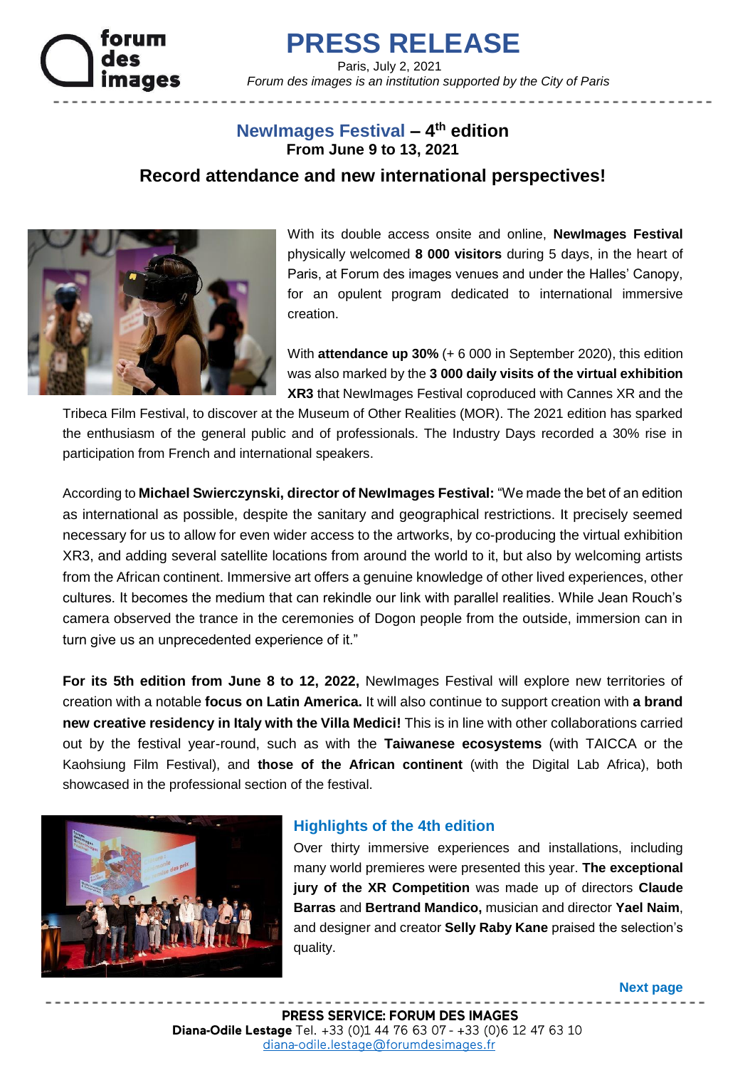# PRESS RELEASE

Paris, July 2, 2021

*Forum des images is an institution supported by the City of Paris*

## NewImages Festival – 4th edition

**From June 9 to 13, 2021**

## Record attendance and new international perspectives!

With its double access onsite and online, **NewImages Festival** physically welcomed **8 000 visitors** during 5 days, in the heart of Paris, at Forum des images venues and under the Halles' Canopy, for an opulent program dedicated to international immersive creation.

With **attendance up 30%** (+ 6 000 in September 2020), this edition was also marked by the **3 000 daily visits of the virtual exhibition XR3** that NewImages Festival coproduced with Cannes XR and the Tribeca Film Festival, to discover at the Museum of Other Realities (MOR). The 2021 edition has sparked the enthusiasm of the general public and of professionals. The Industry Days recorded a 30% rise in participation from French and international speakers.

According to **Michael Swierczynski, director of NewImages Festival:** "We made the bet of an edition as international as possible, despite the sanitary and geographical restrictions. It precisely seemed necessary for us to allow for even wider access to the artworks, by co-producing the virtual exhibition XR3, and adding several satellite locations from around the world to it, but also by welcoming artists from the African continent. Immersive art offers a genuine knowledge of other lived experiences, other cultures. It becomes the medium that can rekindle our link with parallel realities. While Jean Rouch's camera observed the trance in the ceremonies of Dogon people from the outside, immersion can in turn give us an unprecedented experience of it."

**For its 5th edition from June 8 to 12, 2022,** NewImages Festival will explore new territories of creation with a notable **focus on Latin America.** It will also continue to support creation with **a brand new creative residency in Italy with the Villa Medici!** This is in line with other collaborations carried out by the festival year-round, such as with the **Taiwanese ecosystems** (with TAICCA or the Kaohsiung Film Festival), and **those of the African continent** (with the Digital Lab Africa), both showcased in the professional section of the festival.

### Highlights of the 4th edition

Over thirty immersive experiences and installations, including many world premieres were presented this year. **The exceptional jury of the XR Competition** was made up of directors **Claude Barras** and **Bertrand Mandico,** musician and director **Yael Naim**, and designer and creator **Selly Raby Kane** praised the selection's quality.

**Next page**

**PRESS SERVICE: FORUM DES IMAGES**

**Diana-Odile Lestage** Tel. +33 (0)1 44 76 63 07 - +33 (0)6 12 47 63 10

diana-odile.lestage@forumdesimages.fr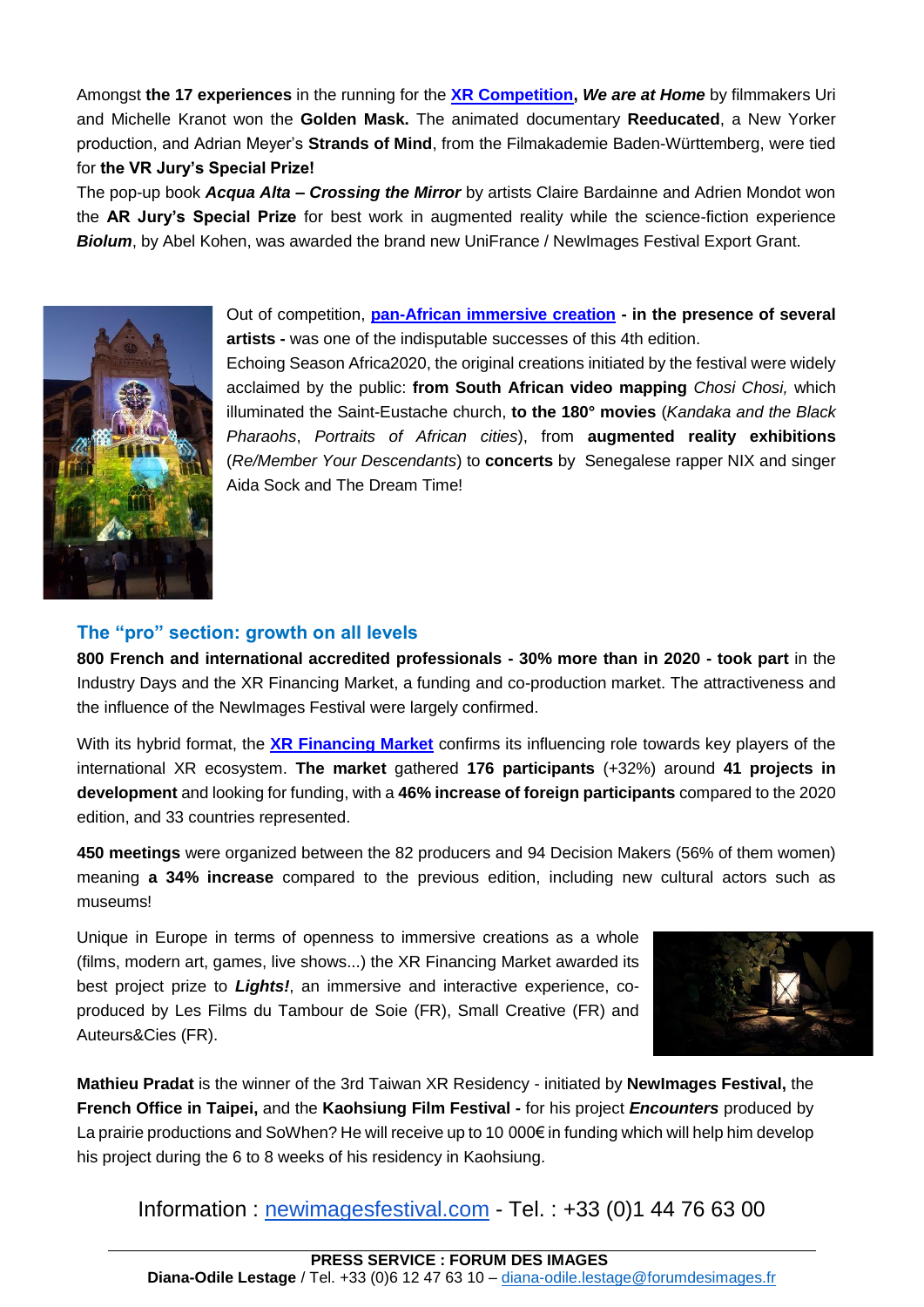Amongst **the 17 experiences** in the running for the **XR Competition**, ***We are at Home*** by filmmakers Uri and Michelle Kranot won the **Golden Mask.** The animated documentary **Reeducated**, a New Yorker production, and Adrian Meyer's **Strands of Mind**, from the Filmakademie Baden-Württemberg, were tied for **the VR Jury's Special Prize!**

The pop-up book ***Acqua Alta – Crossing the Mirror*** by artists Claire Bardainne and Adrien Mondot won the **AR Jury's Special Prize** for best work in augmented reality while the science-fiction experience ***Biolum***, by Abel Kohen, was awarded the brand new UniFrance / NewImages Festival Export Grant.

Out of competition, **pan-African immersive creation - in the presence of several artists -** was one of the indisputable successes of this 4th edition.

Echoing Season Africa2020, the original creations initiated by the festival were widely acclaimed by the public: **from South African video mapping** *Chosi Chosi,* which illuminated the Saint-Eustache church, **to the 180° movies** (*Kandaka and the Black Pharaohs*, *Portraits of African cities*), from **augmented reality exhibitions** (*Re/Member Your Descendants*) to **concerts** by Senegalese rapper NIX and singer Aida Sock and The Dream Time!

## The "pro" section: growth on all levels

**800 French and international accredited professionals - 30% more than in 2020 - took part** in the Industry Days and the XR Financing Market, a funding and co-production market. The attractiveness and the influence of the NewImages Festival were largely confirmed.

With its hybrid format, the **XR Financing Market** confirms its influencing role towards key players of the international XR ecosystem. **The market** gathered **176 participants** (+32%) around **41 projects in development** and looking for funding, with a **46% increase of foreign participants** compared to the 2020 edition, and 33 countries represented.

**450 meetings** were organized between the 82 producers and 94 Decision Makers (56% of them women) meaning **a 34% increase** compared to the previous edition, including new cultural actors such as museums!

Unique in Europe in terms of openness to immersive creations as a whole (films, modern art, games, live shows...) the XR Financing Market awarded its best project prize to ***Lights!***, an immersive and interactive experience, co-produced by Les Films du Tambour de Soie (FR), Small Creative (FR) and Auteurs&Cies (FR).

**Mathieu Pradat** is the winner of the 3rd Taiwan XR Residency - initiated by **NewImages Festival,** the **French Office in Taipei,** and the **Kaohsiung Film Festival -** for his project ***Encounters*** produced by La prairie productions and SoWhen? He will receive up to 10 000€ in funding which will help him develop his project during the 6 to 8 weeks of his residency in Kaohsiung.

Information : newimagesfestival.com - Tel. : +33 (0)1 44 76 63 00

**PRESS SERVICE : FORUM DES IMAGES**
**Diana-Odile Lestage** / Tel. +33 (0)6 12 47 63 10 – diana-odile.lestage@forumdesimages.fr